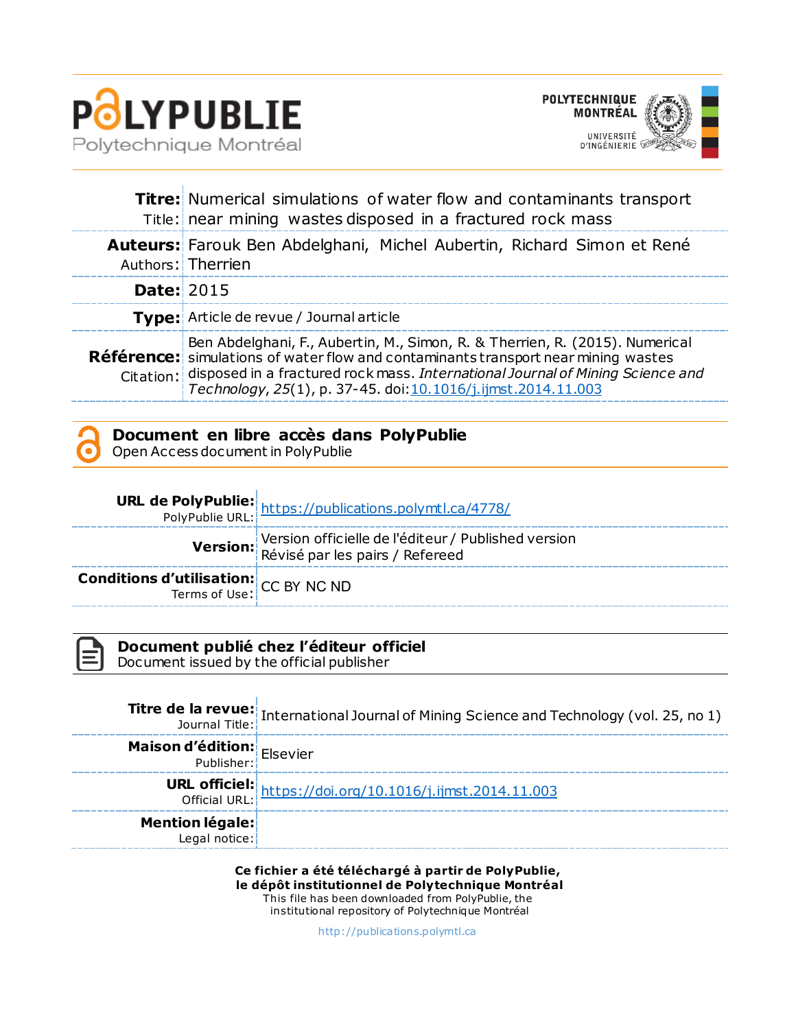**POLYPUBLIE**
Polytechnique Montréal

POLYTECHNIQUE MONTRÉAL
UNIVERSITÉ D'INGÉNIERIE

| | |
|---|---|
| **Titre:** Title: | Numerical simulations of water flow and contaminants transport near mining wastes disposed in a fractured rock mass |
| **Auteurs:** Authors: | Farouk Ben Abdelghani, Michel Aubertin, Richard Simon et René Therrien |
| **Date:** | 2015 |
| **Type:** | Article de revue / Journal article |
| **Référence:** Citation: | Ben Abdelghani, F., Aubertin, M., Simon, R. & Therrien, R. (2015). Numerical simulations of water flow and contaminants transport near mining wastes disposed in a fractured rock mass. *International Journal of Mining Science and Technology*, *25*(1), p. 37-45. doi:10.1016/j.ijmst.2014.11.003 |

## Document en libre accès dans PolyPublie
Open Access document in PolyPublie

| | |
|---|---|
| **URL de PolyPublie:** PolyPublie URL: | https://publications.polymtl.ca/4778/ |
| **Version:** | Version officielle de l'éditeur / Published version<br>Révisé par les pairs / Refereed |
| **Conditions d'utilisation:** Terms of Use: | CC BY NC ND |

## Document publié chez l'éditeur officiel
Document issued by the official publisher

| | |
|---|---|
| **Titre de la revue:** Journal Title: | International Journal of Mining Science and Technology (vol. 25, no 1) |
| **Maison d'édition:** Publisher: | Elsevier |
| **URL officiel:** Official URL: | https://doi.org/10.1016/j.ijmst.2014.11.003 |
| **Mention légale:** Legal notice: | |

**Ce fichier a été téléchargé à partir de PolyPublie, le dépôt institutionnel de Polytechnique Montréal**
This file has been downloaded from PolyPublie, the institutional repository of Polytechnique Montréal

http://publications.polymtl.ca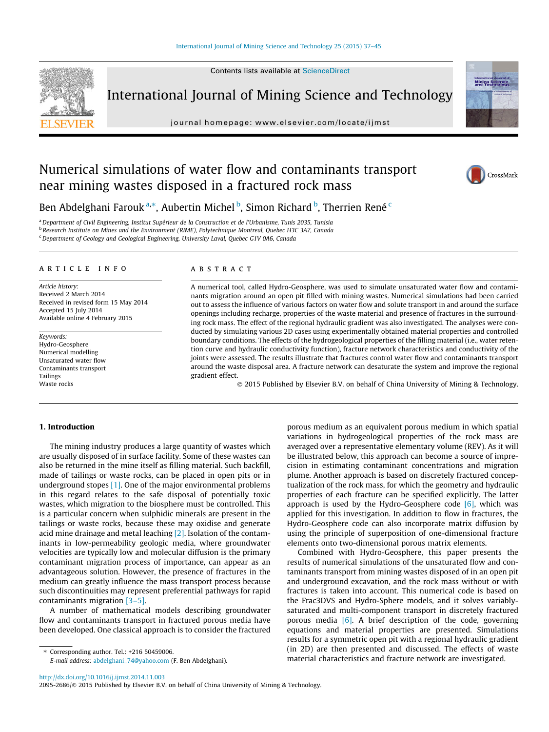# Numerical simulations of water flow and contaminants transport near mining wastes disposed in a fractured rock mass

Ben Abdelghani Farouk [a,*], Aubertin Michel [b], Simon Richard [b], Therrien René [c]

[a] Department of Civil Engineering, Institut Supérieur de la Construction et de l'Urbanisme, Tunis 2035, Tunisia
[b] Research Institute on Mines and the Environment (RIME), Polytechnique Montreal, Quebec H3C 3A7, Canada
[c] Department of Geology and Geological Engineering, University Laval, Quebec G1V 0A6, Canada

**ARTICLE INFO**

*Article history:*
Received 2 March 2014
Received in revised form 15 May 2014
Accepted 15 July 2014
Available online 4 February 2015

*Keywords:*
Hydro-Geosphere
Numerical modelling
Unsaturated water flow
Contaminants transport
Tailings
Waste rocks

**ABSTRACT**

A numerical tool, called Hydro-Geosphere, was used to simulate unsaturated water flow and contaminants migration around an open pit filled with mining wastes. Numerical simulations had been carried out to assess the influence of various factors on water flow and solute transport in and around the surface openings including recharge, properties of the waste material and presence of fractures in the surrounding rock mass. The effect of the regional hydraulic gradient was also investigated. The analyses were conducted by simulating various 2D cases using experimentally obtained material properties and controlled boundary conditions. The effects of the hydrogeological properties of the filling material (i.e., water retention curve and hydraulic conductivity function), fracture network characteristics and conductivity of the joints were assessed. The results illustrate that fractures control water flow and contaminants transport around the waste disposal area. A fracture network can desaturate the system and improve the regional gradient effect.

© 2015 Published by Elsevier B.V. on behalf of China University of Mining & Technology.

## 1. Introduction

The mining industry produces a large quantity of wastes which are usually disposed of in surface facility. Some of these wastes can also be returned in the mine itself as filling material. Such backfill, made of tailings or waste rocks, can be placed in open pits or in underground stopes [1]. One of the major environmental problems in this regard relates to the safe disposal of potentially toxic wastes, which migration to the biosphere must be controlled. This is a particular concern when sulphidic minerals are present in the tailings or waste rocks, because these may oxidise and generate acid mine drainage and metal leaching [2]. Isolation of the contaminants in low-permeability geologic media, where groundwater velocities are typically low and molecular diffusion is the primary contaminant migration process of importance, can appear as an advantageous solution. However, the presence of fractures in the medium can greatly influence the mass transport process because such discontinuities may represent preferential pathways for rapid contaminants migration [3–5].

A number of mathematical models describing groundwater flow and contaminants transport in fractured porous media have been developed. One classical approach is to consider the fractured porous medium as an equivalent porous medium in which spatial variations in hydrogeological properties of the rock mass are averaged over a representative elementary volume (REV). As it will be illustrated below, this approach can become a source of imprecision in estimating contaminant concentrations and migration plume. Another approach is based on discretely fractured conceptualization of the rock mass, for which the geometry and hydraulic properties of each fracture can be specified explicitly. The latter approach is used by the Hydro-Geosphere code [6], which was applied for this investigation. In addition to flow in fractures, the Hydro-Geosphere code can also incorporate matrix diffusion by using the principle of superposition of one-dimensional fracture elements onto two-dimensional porous matrix elements.

Combined with Hydro-Geosphere, this paper presents the results of numerical simulations of the unsaturated flow and contaminants transport from mining wastes disposed of in an open pit and underground excavation, and the rock mass without or with fractures is taken into account. This numerical code is based on the Frac3DVS and Hydro-Sphere models, and it solves variably-saturated and multi-component transport in discretely fractured porous media [6]. A brief description of the code, governing equations and material properties are presented. Simulations results for a symmetric open pit with a regional hydraulic gradient (in 2D) are then presented and discussed. The effects of waste material characteristics and fracture network are investigated.

* Corresponding author. Tel.: +216 50459006.
*E-mail address:* abdelghani_74@yahoo.com (F. Ben Abdelghani).

http://dx.doi.org/10.1016/j.ijmst.2014.11.003
2095-2686/© 2015 Published by Elsevier B.V. on behalf of China University of Mining & Technology.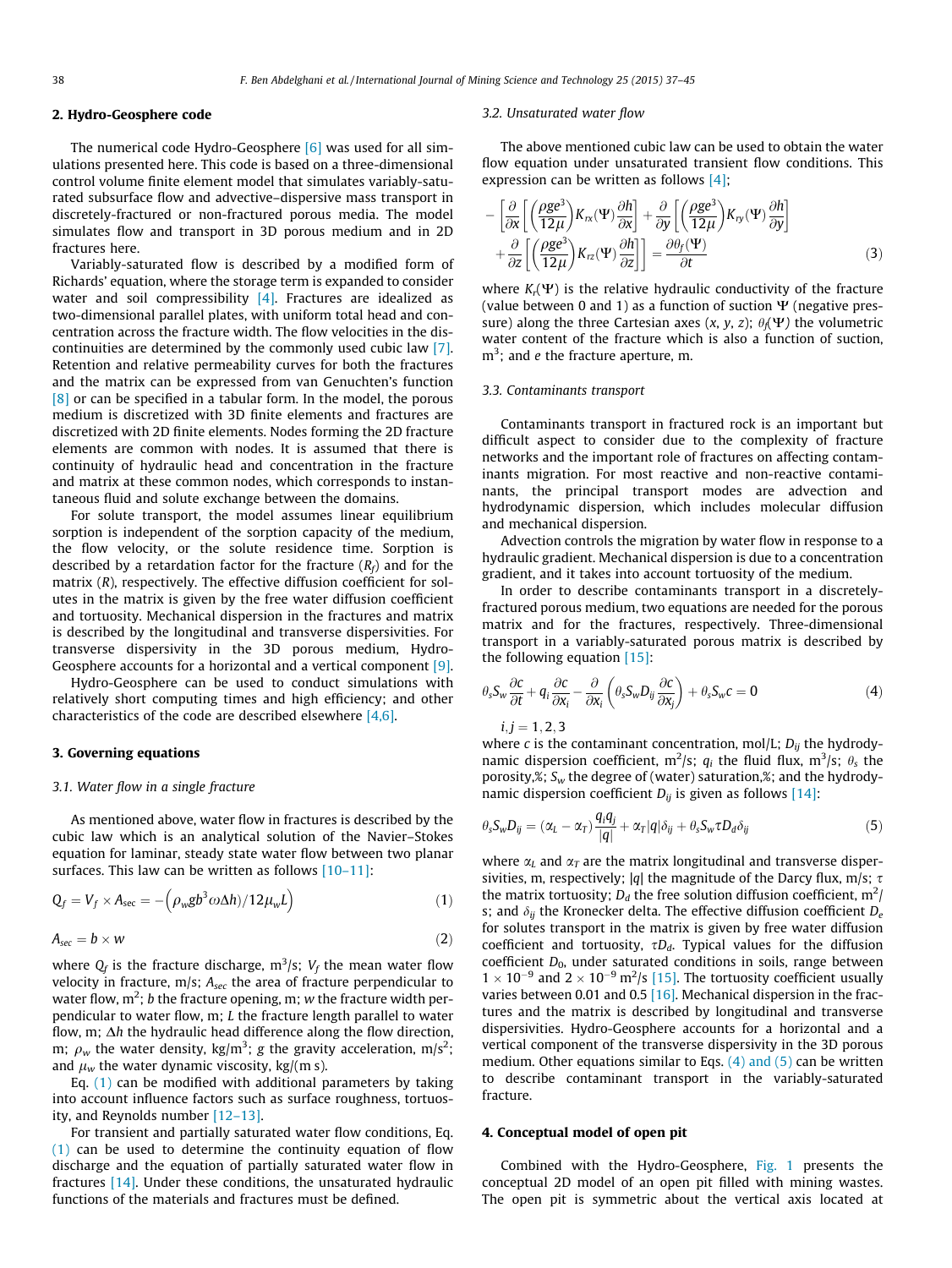## 2. Hydro-Geosphere code

The numerical code Hydro-Geosphere [6] was used for all simulations presented here. This code is based on a three-dimensional control volume finite element model that simulates variably-saturated subsurface flow and advective–dispersive mass transport in discretely-fractured or non-fractured porous media. The model simulates flow and transport in 3D porous medium and in 2D fractures here.

Variably-saturated flow is described by a modified form of Richards' equation, where the storage term is expanded to consider water and soil compressibility [4]. Fractures are idealized as two-dimensional parallel plates, with uniform total head and concentration across the fracture width. The flow velocities in the discontinuities are determined by the commonly used cubic law [7]. Retention and relative permeability curves for both the fractures and the matrix can be expressed from van Genuchten's function [8] or can be specified in a tabular form. In the model, the porous medium is discretized with 3D finite elements and fractures are discretized with 2D finite elements. Nodes forming the 2D fracture elements are common with nodes. It is assumed that there is continuity of hydraulic head and concentration in the fracture and matrix at these common nodes, which corresponds to instantaneous fluid and solute exchange between the domains.

For solute transport, the model assumes linear equilibrium sorption is independent of the sorption capacity of the medium, the flow velocity, or the solute residence time. Sorption is described by a retardation factor for the fracture ($R_f$) and for the matrix ($R$), respectively. The effective diffusion coefficient for solutes in the matrix is given by the free water diffusion coefficient and tortuosity. Mechanical dispersion in the fractures and matrix is described by the longitudinal and transverse dispersivities. For transverse dispersivity in the 3D porous medium, Hydro-Geosphere accounts for a horizontal and a vertical component [9].

Hydro-Geosphere can be used to conduct simulations with relatively short computing times and high efficiency; and other characteristics of the code are described elsewhere [4,6].

## 3. Governing equations

### 3.1. Water flow in a single fracture

As mentioned above, water flow in fractures is described by the cubic law which is an analytical solution of the Navier–Stokes equation for laminar, steady state water flow between two planar surfaces. This law can be written as follows [10–11]:

$$Q_f = V_f \times A_{sec} = -\left(\rho_w g b^3 \omega \Delta h\right)/12\mu_w L \tag{1}$$

$$A_{sec} = b \times w \tag{2}$$

where $Q_f$ is the fracture discharge, m$^3$/s; $V_f$ the mean water flow velocity in fracture, m/s; $A_{sec}$ the area of fracture perpendicular to water flow, m$^2$; $b$ the fracture opening, m; $w$ the fracture width perpendicular to water flow, m; $L$ the fracture length parallel to water flow, m; $\Delta h$ the hydraulic head difference along the flow direction, m; $\rho_w$ the water density, kg/m$^3$; $g$ the gravity acceleration, m/s$^2$; and $\mu_w$ the water dynamic viscosity, kg/(m s).

Eq. (1) can be modified with additional parameters by taking into account influence factors such as surface roughness, tortuosity, and Reynolds number [12–13].

For transient and partially saturated water flow conditions, Eq. (1) can be used to determine the continuity equation of flow discharge and the equation of partially saturated water flow in fractures [14]. Under these conditions, the unsaturated hydraulic functions of the materials and fractures must be defined.

### 3.2. Unsaturated water flow

The above mentioned cubic law can be used to obtain the water flow equation under unsaturated transient flow conditions. This expression can be written as follows [4];

$$-\left[\frac{\partial}{\partial x}\left[\left(\frac{\rho g e^3}{12\mu}\right)K_{rx}(\Psi)\frac{\partial h}{\partial x}\right] + \frac{\partial}{\partial y}\left[\left(\frac{\rho g e^3}{12\mu}\right)K_{ry}(\Psi)\frac{\partial h}{\partial y}\right] + \frac{\partial}{\partial z}\left[\left(\frac{\rho g e^3}{12\mu}\right)K_{rz}(\Psi)\frac{\partial h}{\partial z}\right]\right] = \frac{\partial \theta_f(\Psi)}{\partial t} \tag{3}$$

where $K_r(\Psi)$ is the relative hydraulic conductivity of the fracture (value between 0 and 1) as a function of suction $\Psi$ (negative pressure) along the three Cartesian axes ($x$, $y$, $z$); $\theta_f(\Psi)$ the volumetric water content of the fracture which is also a function of suction, m$^3$; and $e$ the fracture aperture, m.

### 3.3. Contaminants transport

Contaminants transport in fractured rock is an important but difficult aspect to consider due to the complexity of fracture networks and the important role of fractures on affecting contaminants migration. For most reactive and non-reactive contaminants, the principal transport modes are advection and hydrodynamic dispersion, which includes molecular diffusion and mechanical dispersion.

Advection controls the migration by water flow in response to a hydraulic gradient. Mechanical dispersion is due to a concentration gradient, and it takes into account tortuosity of the medium.

In order to describe contaminants transport in a discretely-fractured porous medium, two equations are needed for the porous matrix and for the fractures, respectively. Three-dimensional transport in a variably-saturated porous matrix is described by the following equation [15]:

$$\theta_s S_w \frac{\partial c}{\partial t} + q_i \frac{\partial c}{\partial x_i} - \frac{\partial}{\partial x_i}\left(\theta_s S_w D_{ij}\frac{\partial c}{\partial x_j}\right) + \theta_s S_w c = 0 \tag{4}$$

$i, j = 1, 2, 3$

where $c$ is the contaminant concentration, mol/L; $D_{ij}$ the hydrodynamic dispersion coefficient, m$^2$/s; $q_i$ the fluid flux, m$^3$/s; $\theta_s$ the porosity,%; $S_w$ the degree of (water) saturation,%; and the hydrodynamic dispersion coefficient $D_{ij}$ is given as follows [14]:

$$\theta_s S_w D_{ij} = (\alpha_L - \alpha_T)\frac{q_i q_j}{|q|} + \alpha_T |q| \delta_{ij} + \theta_s S_w \tau D_d \delta_{ij} \tag{5}$$

where $\alpha_L$ and $\alpha_T$ are the matrix longitudinal and transverse dispersivities, m, respectively; $|q|$ the magnitude of the Darcy flux, m/s; $\tau$ the matrix tortuosity; $D_d$ the free solution diffusion coefficient, m$^2$/s; and $\delta_{ij}$ the Kronecker delta. The effective diffusion coefficient $D_e$ for solutes transport in the matrix is given by free water diffusion coefficient and tortuosity, $\tau D_d$. Typical values for the diffusion coefficient $D_0$, under saturated conditions in soils, range between $1 \times 10^{-9}$ and $2 \times 10^{-9}$ m$^2$/s [15]. The tortuosity coefficient usually varies between 0.01 and 0.5 [16]. Mechanical dispersion in the fractures and the matrix is described by longitudinal and transverse dispersivities. Hydro-Geosphere accounts for a horizontal and a vertical component of the transverse dispersivity in the 3D porous medium. Other equations similar to Eqs. (4) and (5) can be written to describe contaminant transport in the variably-saturated fracture.

## 4. Conceptual model of open pit

Combined with the Hydro-Geosphere, Fig. 1 presents the conceptual 2D model of an open pit filled with mining wastes. The open pit is symmetric about the vertical axis located at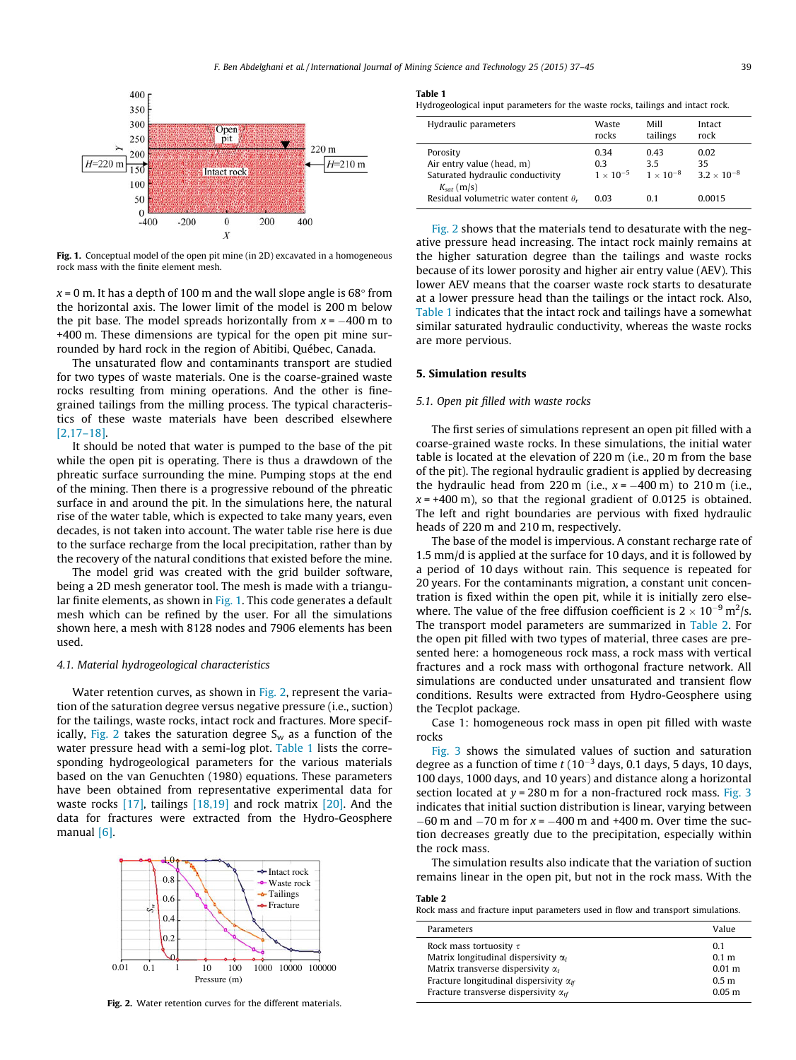Fig. 1. Conceptual model of the open pit mine (in 2D) excavated in a homogeneous rock mass with the finite element mesh.

$x = 0$ m. It has a depth of 100 m and the wall slope angle is 68° from the horizontal axis. The lower limit of the model is 200 m below the pit base. The model spreads horizontally from $x = -400$ m to +400 m. These dimensions are typical for the open pit mine surrounded by hard rock in the region of Abitibi, Québec, Canada.

The unsaturated flow and contaminants transport are studied for two types of waste materials. One is the coarse-grained waste rocks resulting from mining operations. And the other is fine-grained tailings from the milling process. The typical characteristics of these waste materials have been described elsewhere [2,17–18].

It should be noted that water is pumped to the base of the pit while the open pit is operating. There is thus a drawdown of the phreatic surface surrounding the mine. Pumping stops at the end of the mining. Then there is a progressive rebound of the phreatic surface in and around the pit. In the simulations here, the natural rise of the water table, which is expected to take many years, even decades, is not taken into account. The water table rise here is due to the surface recharge from the local precipitation, rather than by the recovery of the natural conditions that existed before the mine.

The model grid was created with the grid builder software, being a 2D mesh generator tool. The mesh is made with a triangular finite elements, as shown in Fig. 1. This code generates a default mesh which can be refined by the user. For all the simulations shown here, a mesh with 8128 nodes and 7906 elements has been used.

### 4.1. Material hydrogeological characteristics

Water retention curves, as shown in Fig. 2, represent the variation of the saturation degree versus negative pressure (i.e., suction) for the tailings, waste rocks, intact rock and fractures. More specifically, Fig. 2 takes the saturation degree $S_w$ as a function of the water pressure head with a semi-log plot. Table 1 lists the corresponding hydrogeological parameters for the various materials based on the van Genuchten (1980) equations. These parameters have been obtained from representative experimental data for waste rocks [17], tailings [18,19] and rock matrix [20]. And the data for fractures were extracted from the Hydro-Geosphere manual [6].

Fig. 2. Water retention curves for the different materials.

**Table 1**
Hydrogeological input parameters for the waste rocks, tailings and intact rock.

| Hydraulic parameters | Waste rocks | Mill tailings | Intact rock |
|---|---|---|---|
| Porosity | 0.34 | 0.43 | 0.02 |
| Air entry value (head, m) | 0.3 | 3.5 | 35 |
| Saturated hydraulic conductivity $K_{sat}$ (m/s) | $1 \times 10^{-5}$ | $1 \times 10^{-8}$ | $3.2 \times 10^{-8}$ |
| Residual volumetric water content $\theta_r$ | 0.03 | 0.1 | 0.0015 |

Fig. 2 shows that the materials tend to desaturate with the negative pressure head increasing. The intact rock mainly remains at the higher saturation degree than the tailings and waste rocks because of its lower porosity and higher air entry value (AEV). This lower AEV means that the coarser waste rock starts to desaturate at a lower pressure head than the tailings or the intact rock. Also, Table 1 indicates that the intact rock and tailings have a somewhat similar saturated hydraulic conductivity, whereas the waste rocks are more pervious.

## 5. Simulation results

### 5.1. Open pit filled with waste rocks

The first series of simulations represent an open pit filled with a coarse-grained waste rocks. In these simulations, the initial water table is located at the elevation of 220 m (i.e., 20 m from the base of the pit). The regional hydraulic gradient is applied by decreasing the hydraulic head from 220 m (i.e., $x = -400$ m) to 210 m (i.e., $x = +400$ m), so that the regional gradient of 0.0125 is obtained. The left and right boundaries are pervious with fixed hydraulic heads of 220 m and 210 m, respectively.

The base of the model is impervious. A constant recharge rate of 1.5 mm/d is applied at the surface for 10 days, and it is followed by a period of 10 days without rain. This sequence is repeated for 20 years. For the contaminants migration, a constant unit concentration is fixed within the open pit, while it is initially zero elsewhere. The value of the free diffusion coefficient is $2 \times 10^{-9}$ m$^2$/s. The transport model parameters are summarized in Table 2. For the open pit filled with two types of material, three cases are presented here: a homogeneous rock mass, a rock mass with vertical fractures and a rock mass with orthogonal fracture network. All simulations are conducted under unsaturated and transient flow conditions. Results were extracted from Hydro-Geosphere using the Tecplot package.

Case 1: homogeneous rock mass in open pit filled with waste rocks

Fig. 3 shows the simulated values of suction and saturation degree as a function of time $t$ ($10^{-3}$ days, 0.1 days, 5 days, 10 days, 100 days, 1000 days, and 10 years) and distance along a horizontal section located at $y = 280$ m for a non-fractured rock mass. Fig. 3 indicates that initial suction distribution is linear, varying between $-60$ m and $-70$ m for $x = -400$ m and +400 m. Over time the suction decreases greatly due to the precipitation, especially within the rock mass.

The simulation results also indicate that the variation of suction remains linear in the open pit, but not in the rock mass. With the

**Table 2**
Rock mass and fracture input parameters used in flow and transport simulations.

| Parameters | Value |
|---|---|
| Rock mass tortuosity $\tau$ | 0.1 |
| Matrix longitudinal dispersivity $\alpha_l$ | 0.1 m |
| Matrix transverse dispersivity $\alpha_t$ | 0.01 m |
| Fracture longitudinal dispersivity $\alpha_{lf}$ | 0.5 m |
| Fracture transverse dispersivity $\alpha_{tf}$ | 0.05 m |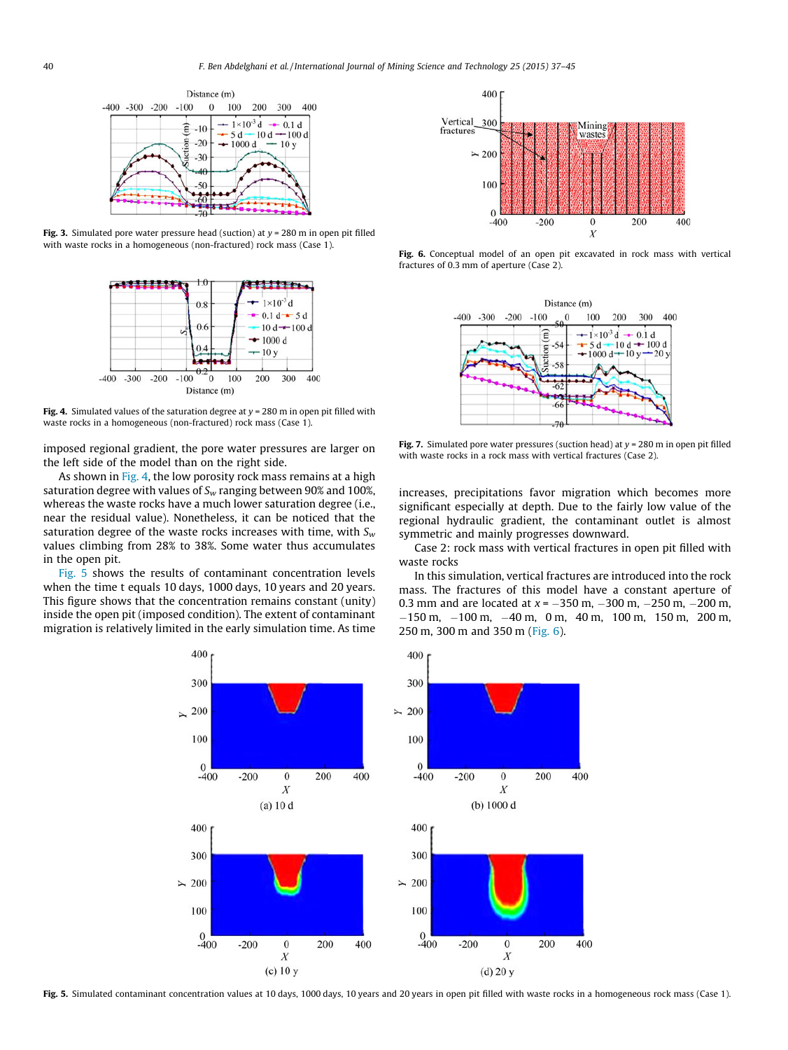Fig. 3. Simulated pore water pressure head (suction) at $y$ = 280 m in open pit filled with waste rocks in a homogeneous (non-fractured) rock mass (Case 1).

Fig. 4. Simulated values of the saturation degree at $y$ = 280 m in open pit filled with waste rocks in a homogeneous (non-fractured) rock mass (Case 1).

imposed regional gradient, the pore water pressures are larger on the left side of the model than on the right side.

As shown in Fig. 4, the low porosity rock mass remains at a high saturation degree with values of $S_w$ ranging between 90% and 100%, whereas the waste rocks have a much lower saturation degree (i.e., near the residual value). Nonetheless, it can be noticed that the saturation degree of the waste rocks increases with time, with $S_w$ values climbing from 28% to 38%. Some water thus accumulates in the open pit.

Fig. 5 shows the results of contaminant concentration levels when the time t equals 10 days, 1000 days, 10 years and 20 years. This figure shows that the concentration remains constant (unity) inside the open pit (imposed condition). The extent of contaminant migration is relatively limited in the early simulation time. As time increases, precipitations favor migration which becomes more significant especially at depth. Due to the fairly low value of the regional hydraulic gradient, the contaminant outlet is almost symmetric and mainly progresses downward.

Case 2: rock mass with vertical fractures in open pit filled with waste rocks

In this simulation, vertical fractures are introduced into the rock mass. The fractures of this model have a constant aperture of 0.3 mm and are located at $x = -350$ m, $-300$ m, $-250$ m, $-200$ m, $-150$ m, $-100$ m, $-40$ m, 0 m, 40 m, 100 m, 150 m, 200 m, 250 m, 300 m and 350 m (Fig. 6).

Fig. 6. Conceptual model of an open pit excavated in rock mass with vertical fractures of 0.3 mm of aperture (Case 2).

Fig. 7. Simulated pore water pressures (suction head) at $y$ = 280 m in open pit filled with waste rocks in a rock mass with vertical fractures (Case 2).

Fig. 5. Simulated contaminant concentration values at 10 days, 1000 days, 10 years and 20 years in open pit filled with waste rocks in a homogeneous rock mass (Case 1).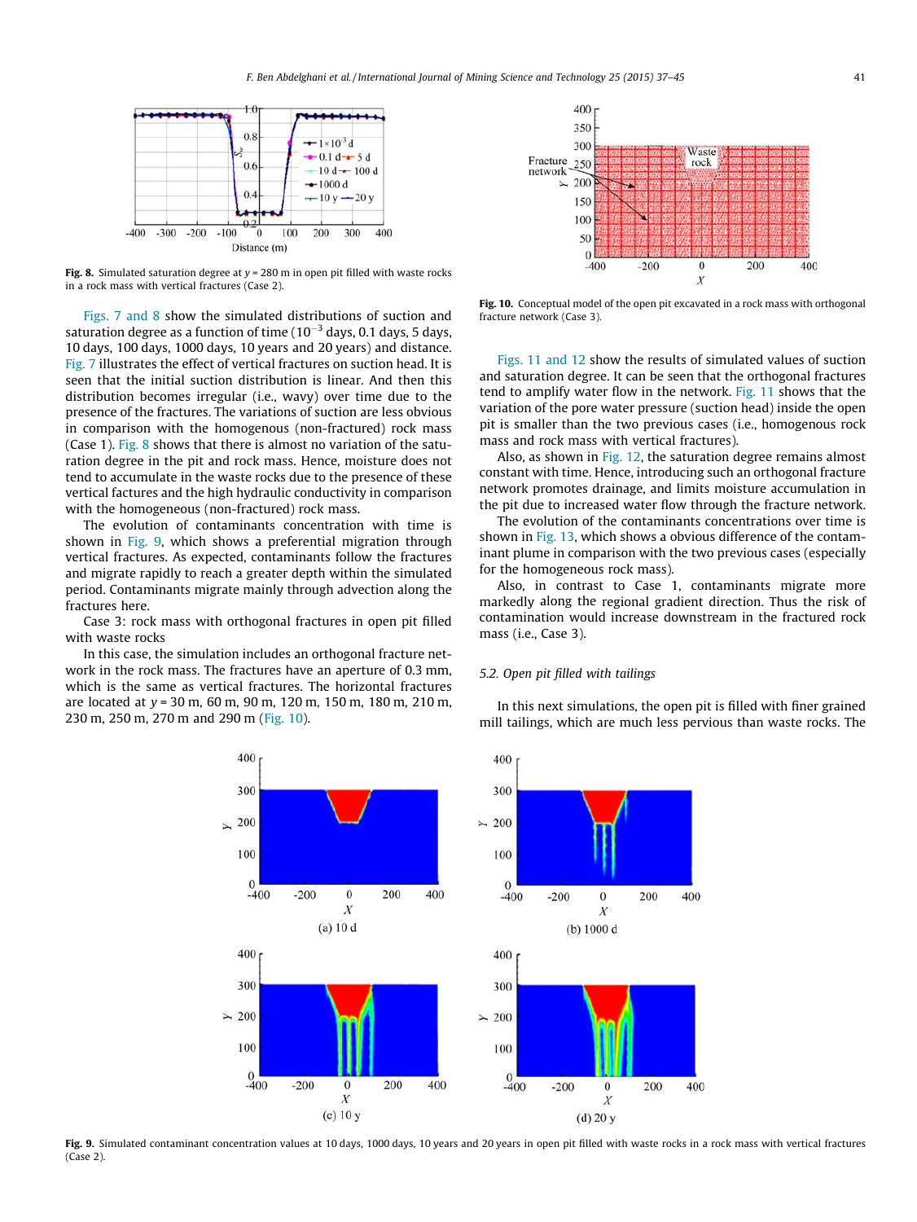Fig. 8. Simulated saturation degree at y = 280 m in open pit filled with waste rocks in a rock mass with vertical fractures (Case 2).

Figs. 7 and 8 show the simulated distributions of suction and saturation degree as a function of time ($10^{-3}$ days, 0.1 days, 5 days, 10 days, 100 days, 1000 days, 10 years and 20 years) and distance. Fig. 7 illustrates the effect of vertical fractures on suction head. It is seen that the initial suction distribution is linear. And then this distribution becomes irregular (i.e., wavy) over time due to the presence of the fractures. The variations of suction are less obvious in comparison with the homogenous (non-fractured) rock mass (Case 1). Fig. 8 shows that there is almost no variation of the saturation degree in the pit and rock mass. Hence, moisture does not tend to accumulate in the waste rocks due to the presence of these vertical factures and the high hydraulic conductivity in comparison with the homogeneous (non-fractured) rock mass.

The evolution of contaminants concentration with time is shown in Fig. 9, which shows a preferential migration through vertical fractures. As expected, contaminants follow the fractures and migrate rapidly to reach a greater depth within the simulated period. Contaminants migrate mainly through advection along the fractures here.

Case 3: rock mass with orthogonal fractures in open pit filled with waste rocks

In this case, the simulation includes an orthogonal fracture network in the rock mass. The fractures have an aperture of 0.3 mm, which is the same as vertical fractures. The horizontal fractures are located at y = 30 m, 60 m, 90 m, 120 m, 150 m, 180 m, 210 m, 230 m, 250 m, 270 m and 290 m (Fig. 10).

Fig. 10. Conceptual model of the open pit excavated in a rock mass with orthogonal fracture network (Case 3).

Figs. 11 and 12 show the results of simulated values of suction and saturation degree. It can be seen that the orthogonal fractures tend to amplify water flow in the network. Fig. 11 shows that the variation of the pore water pressure (suction head) inside the open pit is smaller than the two previous cases (i.e., homogenous rock mass and rock mass with vertical fractures).

Also, as shown in Fig. 12, the saturation degree remains almost constant with time. Hence, introducing such an orthogonal fracture network promotes drainage, and limits moisture accumulation in the pit due to increased water flow through the fracture network.

The evolution of the contaminants concentrations over time is shown in Fig. 13, which shows a obvious difference of the contaminant plume in comparison with the two previous cases (especially for the homogeneous rock mass).

Also, in contrast to Case 1, contaminants migrate more markedly along the regional gradient direction. Thus the risk of contamination would increase downstream in the fractured rock mass (i.e., Case 3).

### 5.2. Open pit filled with tailings

In this next simulations, the open pit is filled with finer grained mill tailings, which are much less pervious than waste rocks. The

Fig. 9. Simulated contaminant concentration values at 10 days, 1000 days, 10 years and 20 years in open pit filled with waste rocks in a rock mass with vertical fractures (Case 2).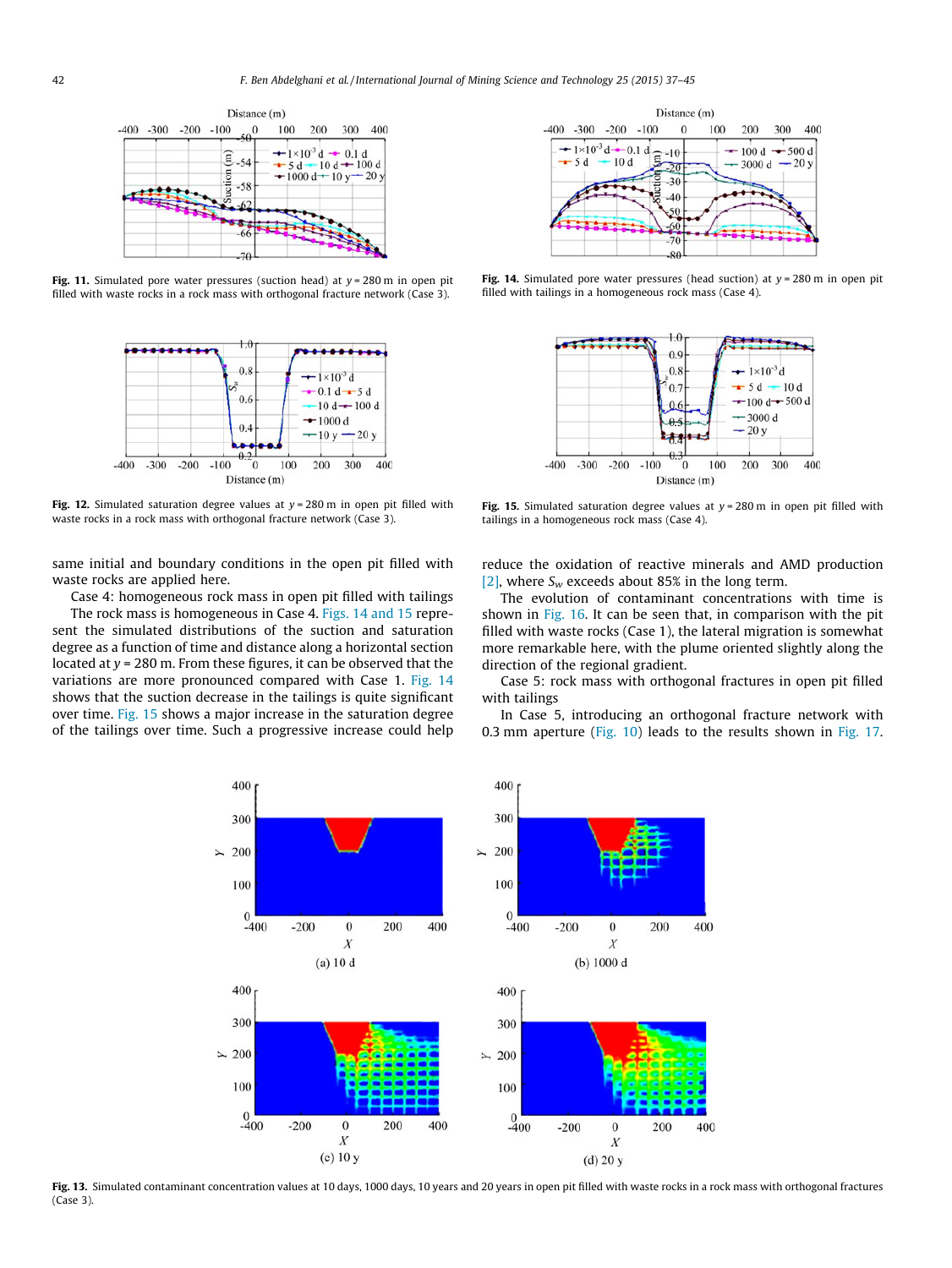Fig. 11. Simulated pore water pressures (suction head) at $y = 280$ m in open pit filled with waste rocks in a rock mass with orthogonal fracture network (Case 3).

Fig. 12. Simulated saturation degree values at $y = 280$ m in open pit filled with waste rocks in a rock mass with orthogonal fracture network (Case 3).

same initial and boundary conditions in the open pit filled with waste rocks are applied here.

Case 4: homogeneous rock mass in open pit filled with tailings

The rock mass is homogeneous in Case 4. Figs. 14 and 15 represent the simulated distributions of the suction and saturation degree as a function of time and distance along a horizontal section located at $y = 280$ m. From these figures, it can be observed that the variations are more pronounced compared with Case 1. Fig. 14 shows that the suction decrease in the tailings is quite significant over time. Fig. 15 shows a major increase in the saturation degree of the tailings over time. Such a progressive increase could help

Fig. 14. Simulated pore water pressures (head suction) at $y = 280$ m in open pit filled with tailings in a homogeneous rock mass (Case 4).

Fig. 15. Simulated saturation degree values at $y = 280$ m in open pit filled with tailings in a homogeneous rock mass (Case 4).

reduce the oxidation of reactive minerals and AMD production [2], where $S_w$ exceeds about 85% in the long term.

The evolution of contaminant concentrations with time is shown in Fig. 16. It can be seen that, in comparison with the pit filled with waste rocks (Case 1), the lateral migration is somewhat more remarkable here, with the plume oriented slightly along the direction of the regional gradient.

Case 5: rock mass with orthogonal fractures in open pit filled with tailings

In Case 5, introducing an orthogonal fracture network with 0.3 mm aperture (Fig. 10) leads to the results shown in Fig. 17.

(a) 10 d

(b) 1000 d

(c) 10 y

(d) 20 y

Fig. 13. Simulated contaminant concentration values at 10 days, 1000 days, 10 years and 20 years in open pit filled with waste rocks in a rock mass with orthogonal fractures (Case 3).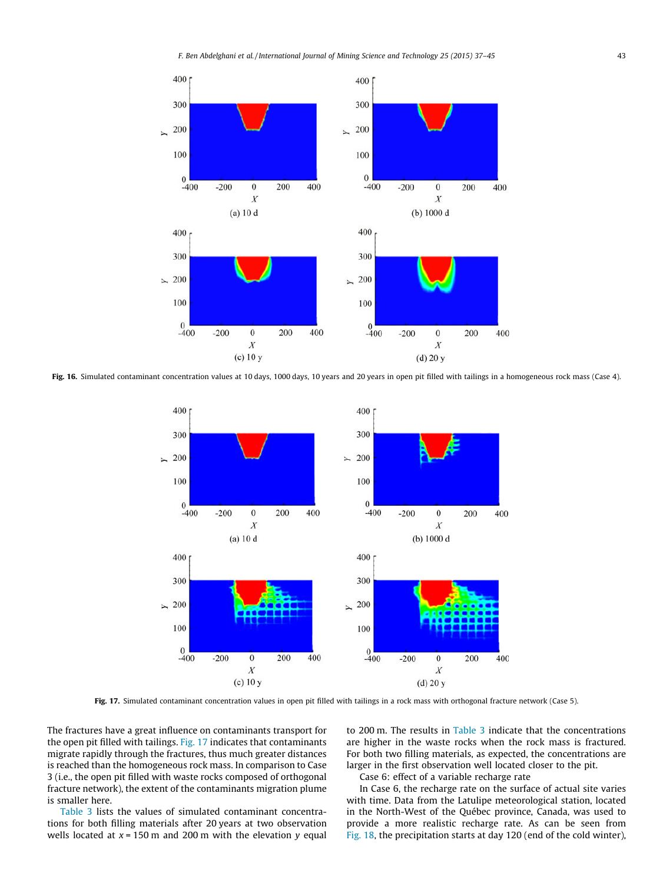Fig. 16. Simulated contaminant concentration values at 10 days, 1000 days, 10 years and 20 years in open pit filled with tailings in a homogeneous rock mass (Case 4).

Fig. 17. Simulated contaminant concentration values in open pit filled with tailings in a rock mass with orthogonal fracture network (Case 5).

The fractures have a great influence on contaminants transport for the open pit filled with tailings. Fig. 17 indicates that contaminants migrate rapidly through the fractures, thus much greater distances is reached than the homogeneous rock mass. In comparison to Case 3 (i.e., the open pit filled with waste rocks composed of orthogonal fracture network), the extent of the contaminants migration plume is smaller here.

Table 3 lists the values of simulated contaminant concentrations for both filling materials after 20 years at two observation wells located at $x = 150$ m and 200 m with the elevation $y$ equal to 200 m. The results in Table 3 indicate that the concentrations are higher in the waste rocks when the rock mass is fractured. For both two filling materials, as expected, the concentrations are larger in the first observation well located closer to the pit.

Case 6: effect of a variable recharge rate

In Case 6, the recharge rate on the surface of actual site varies with time. Data from the Latulipe meteorological station, located in the North-West of the Québec province, Canada, was used to provide a more realistic recharge rate. As can be seen from Fig. 18, the precipitation starts at day 120 (end of the cold winter),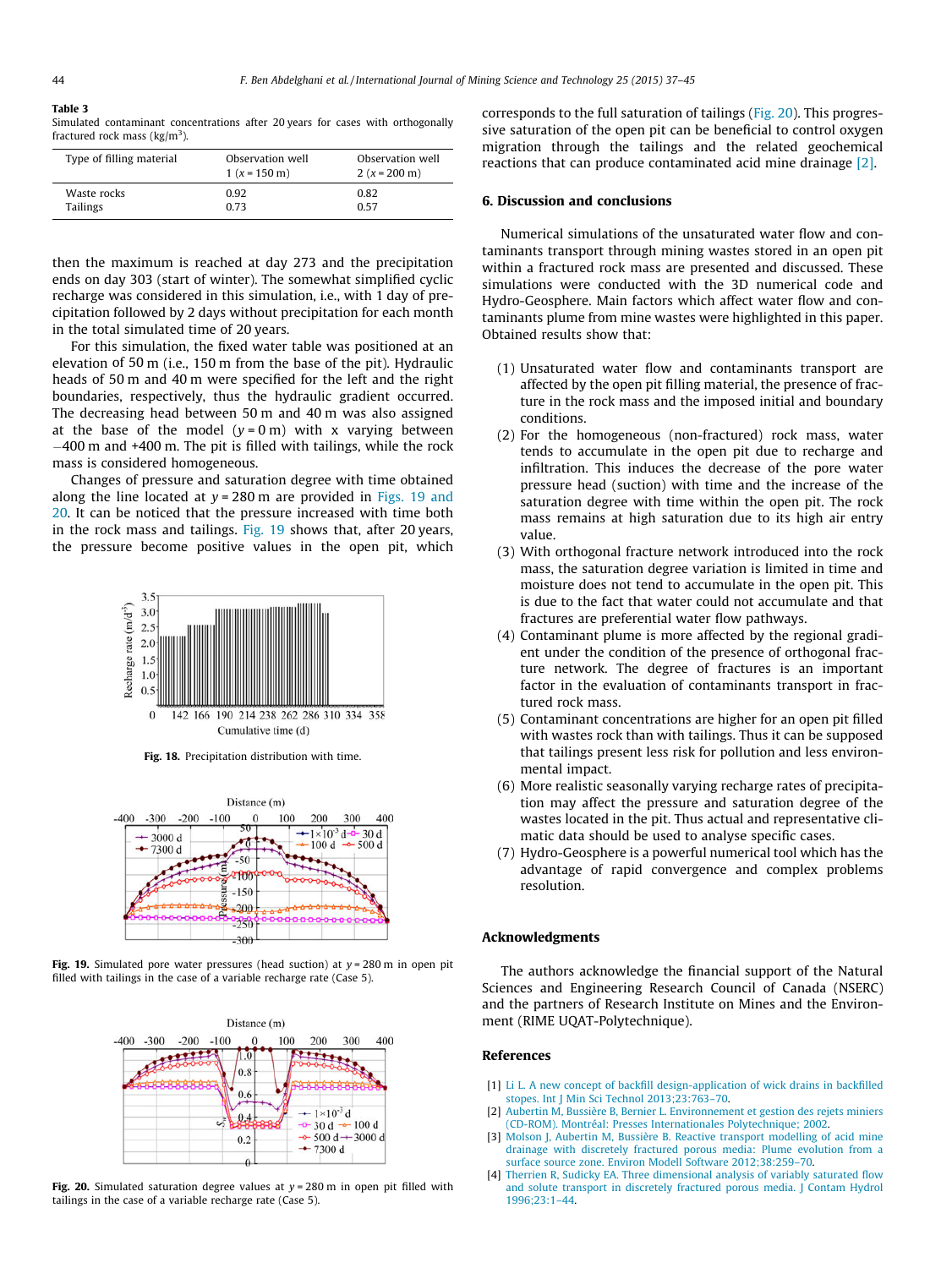**Table 3**
Simulated contaminant concentrations after 20 years for cases with orthogonally fractured rock mass (kg/m$^3$).

| Type of filling material | Observation well 1 ($x = 150$ m) | Observation well 2 ($x = 200$ m) |
|---|---|---|
| Waste rocks | 0.92 | 0.82 |
| Tailings | 0.73 | 0.57 |

then the maximum is reached at day 273 and the precipitation ends on day 303 (start of winter). The somewhat simplified cyclic recharge was considered in this simulation, i.e., with 1 day of precipitation followed by 2 days without precipitation for each month in the total simulated time of 20 years.

For this simulation, the fixed water table was positioned at an elevation of 50 m (i.e., 150 m from the base of the pit). Hydraulic heads of 50 m and 40 m were specified for the left and the right boundaries, respectively, thus the hydraulic gradient occurred. The decreasing head between 50 m and 40 m was also assigned at the base of the model ($y = 0$ m) with $x$ varying between −400 m and +400 m. The pit is filled with tailings, while the rock mass is considered homogeneous.

Changes of pressure and saturation degree with time obtained along the line located at $y = 280$ m are provided in Figs. 19 and 20. It can be noticed that the pressure increased with time both in the rock mass and tailings. Fig. 19 shows that, after 20 years, the pressure become positive values in the open pit, which corresponds to the full saturation of tailings (Fig. 20). This progressive saturation of the open pit can be beneficial to control oxygen migration through the tailings and the related geochemical reactions that can produce contaminated acid mine drainage [2].

**Fig. 18.** Precipitation distribution with time.

**Fig. 19.** Simulated pore water pressures (head suction) at $y = 280$ m in open pit filled with tailings in the case of a variable recharge rate (Case 5).

**Fig. 20.** Simulated saturation degree values at $y = 280$ m in open pit filled with tailings in the case of a variable recharge rate (Case 5).

## 6. Discussion and conclusions

Numerical simulations of the unsaturated water flow and contaminants transport through mining wastes stored in an open pit within a fractured rock mass are presented and discussed. These simulations were conducted with the 3D numerical code and Hydro-Geosphere. Main factors which affect water flow and contaminants plume from mine wastes were highlighted in this paper. Obtained results show that:

(1) Unsaturated water flow and contaminants transport are affected by the open pit filling material, the presence of fracture in the rock mass and the imposed initial and boundary conditions.
(2) For the homogeneous (non-fractured) rock mass, water tends to accumulate in the open pit due to recharge and infiltration. This induces the decrease of the pore water pressure head (suction) with time and the increase of the saturation degree with time within the open pit. The rock mass remains at high saturation due to its high air entry value.
(3) With orthogonal fracture network introduced into the rock mass, the saturation degree variation is limited in time and moisture does not tend to accumulate in the open pit. This is due to the fact that water could not accumulate and that fractures are preferential water flow pathways.
(4) Contaminant plume is more affected by the regional gradient under the condition of the presence of orthogonal fracture network. The degree of fractures is an important factor in the evaluation of contaminants transport in fractured rock mass.
(5) Contaminant concentrations are higher for an open pit filled with wastes rock than with tailings. Thus it can be supposed that tailings present less risk for pollution and less environmental impact.
(6) More realistic seasonally varying recharge rates of precipitation may affect the pressure and saturation degree of the wastes located in the pit. Thus actual and representative climatic data should be used to analyse specific cases.
(7) Hydro-Geosphere is a powerful numerical tool which has the advantage of rapid convergence and complex problems resolution.

## Acknowledgments

The authors acknowledge the financial support of the Natural Sciences and Engineering Research Council of Canada (NSERC) and the partners of Research Institute on Mines and the Environment (RIME UQAT-Polytechnique).

## References

[1] Li L. A new concept of backfill design-application of wick drains in backfilled stopes. Int J Min Sci Technol 2013;23:763–70.
[2] Aubertin M, Bussière B, Bernier L. Environnement et gestion des rejets miniers (CD-ROM). Montréal: Presses Internationales Polytechnique; 2002.
[3] Molson J, Aubertin M, Bussière B. Reactive transport modelling of acid mine drainage with discretely fractured porous media: Plume evolution from a surface source zone. Environ Modell Software 2012;38:259–70.
[4] Therrien R, Sudicky EA. Three dimensional analysis of variably saturated flow and solute transport in discretely fractured porous media. J Contam Hydrol 1996;23:1–44.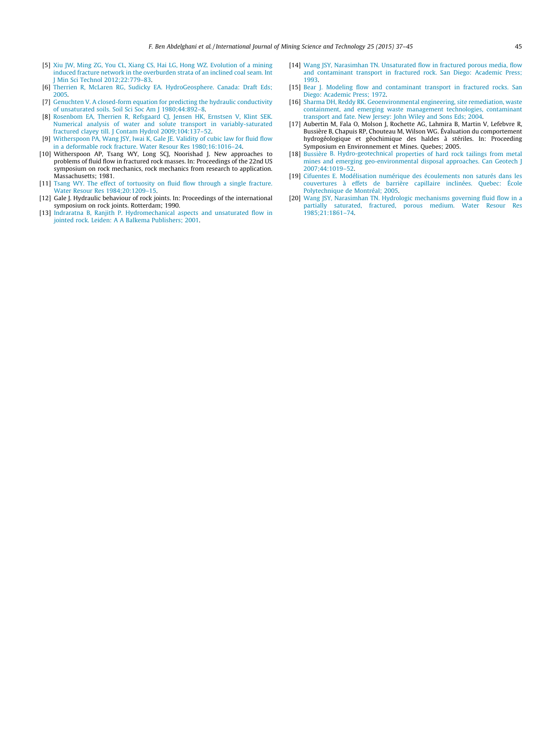[5] Xiu JW, Ming ZG, You CL, Xiang CS, Hai LG, Hong WZ. Evolution of a mining induced fracture network in the overburden strata of an inclined coal seam. Int J Min Sci Technol 2012;22:779–83.

[6] Therrien R, McLaren RG, Sudicky EA. HydroGeosphere. Canada: Draft Eds; 2005.

[7] Genuchten V. A closed-form equation for predicting the hydraulic conductivity of unsaturated soils. Soil Sci Soc Am J 1980;44:892–8.

[8] Rosenbom EA, Therrien R, Refsgaard CJ, Jensen HK, Ernstsen V, Klint SEK. Numerical analysis of water and solute transport in variably-saturated fractured clayey till. J Contam Hydrol 2009;104:137–52.

[9] Witherspoon PA, Wang JSY, Iwai K, Gale JE. Validity of cubic law for fluid flow in a deformable rock fracture. Water Resour Res 1980;16:1016–24.

[10] Witherspoon AP, Tsang WY, Long SCJ, Noorishad J. New approaches to problems of fluid flow in fractured rock masses. In: Proceedings of the 22nd US symposium on rock mechanics, rock mechanics from research to application. Massachusetts; 1981.

[11] Tsang WY. The effect of tortuosity on fluid flow through a single fracture. Water Resour Res 1984;20:1209–15.

[12] Gale J. Hydraulic behaviour of rock joints. In: Proceedings of the international symposium on rock joints. Rotterdam; 1990.

[13] Indraratna B, Ranjith P. Hydromechanical aspects and unsaturated flow in jointed rock. Leiden: A A Balkema Publishers; 2001.

[14] Wang JSY, Narasimhan TN. Unsaturated flow in fractured porous media, flow and contaminant transport in fractured rock. San Diego: Academic Press; 1993.

[15] Bear J. Modeling flow and contaminant transport in fractured rocks. San Diego: Academic Press; 1972.

[16] Sharma DH, Reddy RK. Geoenvironmental engineering, site remediation, waste containment, and emerging waste management technologies, contaminant transport and fate. New Jersey: John Wiley and Sons Eds; 2004.

[17] Aubertin M, Fala O, Molson J, Rochette AG, Lahmira B, Martin V, Lefebvre R, Bussière B, Chapuis RP, Chouteau M, Wilson WG. Évaluation du comportement hydrogéologique et géochimique des haldes à stériles. In: Proceeding Symposium en Environnement et Mines. Quebes; 2005.

[18] Bussière B. Hydro-geotechnical properties of hard rock tailings from metal mines and emerging geo-environmental disposal approaches. Can Geotech J 2007;44:1019–52.

[19] Cifuentes E. Modélisation numérique des écoulements non saturés dans les couvertures à effets de barrière capillaire inclinées. Quebec: École Polytechnique de Montréal; 2005.

[20] Wang JSY, Narasimhan TN. Hydrologic mechanisms governing fluid flow in a partially saturated, fractured, porous medium. Water Resour Res 1985;21:1861–74.